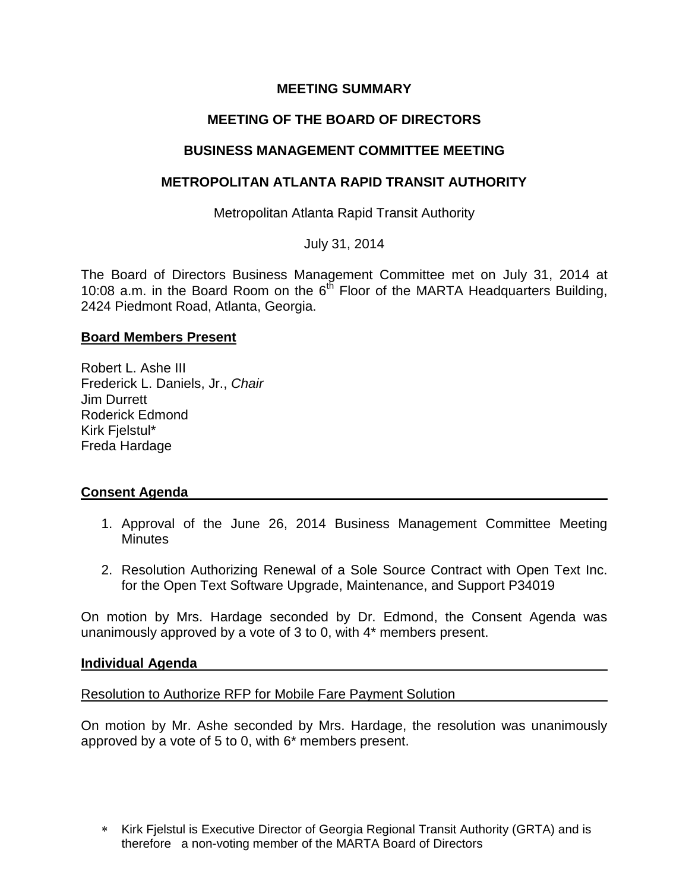# MEETING SUMMARY

## MEETING OF THE BOARD OF DIRECTORS

## BUSINESS MANAGEMENT COMMITTEE MEETING

## METROPOLITAN ATLANTA RAPID TRANSIT AUTHORITY

Metropolitan Atlanta Rapid Transit Authority

July 31, 2014

The Board of Directors Business Management Committee met on July 31, 2014 at 10:08 a.m. in the Board Room on the 6th Floor of the MARTA Headquarters Building, 2424 Piedmont Road, Atlanta, Georgia.

**Board Members Present**

Robert L. Ashe III
Frederick L. Daniels, Jr., *Chair*
Jim Durrett
Roderick Edmond
Kirk Fjelstul*
Freda Hardage

**Consent Agenda**

1. Approval of the June 26, 2014 Business Management Committee Meeting Minutes

2. Resolution Authorizing Renewal of a Sole Source Contract with Open Text Inc. for the Open Text Software Upgrade, Maintenance, and Support P34019

On motion by Mrs. Hardage seconded by Dr. Edmond, the Consent Agenda was unanimously approved by a vote of 3 to 0, with 4* members present.

**Individual Agenda**

Resolution to Authorize RFP for Mobile Fare Payment Solution

On motion by Mr. Ashe seconded by Mrs. Hardage, the resolution was unanimously approved by a vote of 5 to 0, with 6* members present.

* Kirk Fjelstul is Executive Director of Georgia Regional Transit Authority (GRTA) and is therefore a non-voting member of the MARTA Board of Directors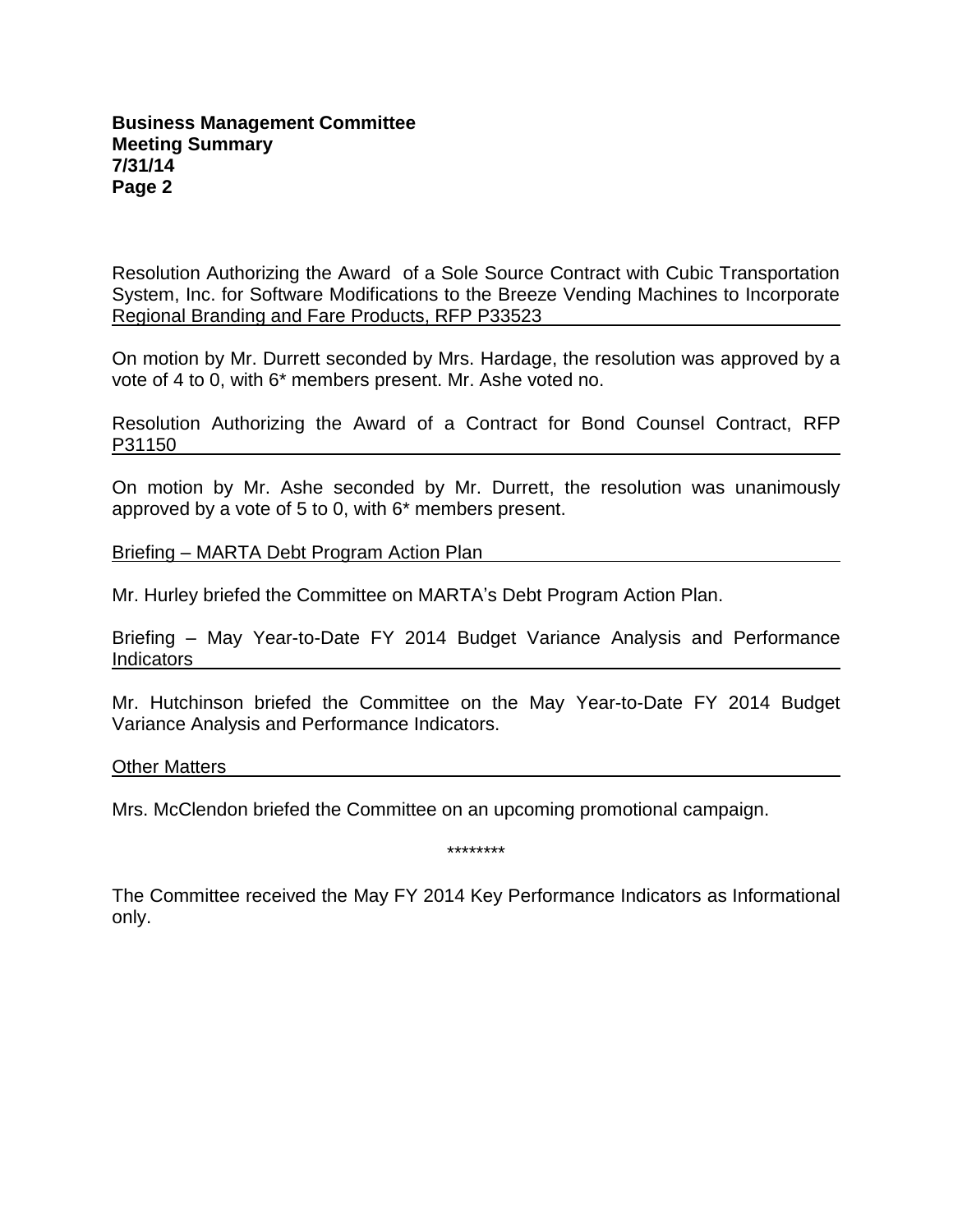Resolution Authorizing the Award of a Sole Source Contract with Cubic Transportation System, Inc. for Software Modifications to the Breeze Vending Machines to Incorporate Regional Branding and Fare Products, RFP P33523

On motion by Mr. Durrett seconded by Mrs. Hardage, the resolution was approved by a vote of 4 to 0, with 6* members present. Mr. Ashe voted no.

Resolution Authorizing the Award of a Contract for Bond Counsel Contract, RFP P31150

On motion by Mr. Ashe seconded by Mr. Durrett, the resolution was unanimously approved by a vote of 5 to 0, with 6* members present.

Briefing – MARTA Debt Program Action Plan

Mr. Hurley briefed the Committee on MARTA's Debt Program Action Plan.

Briefing – May Year-to-Date FY 2014 Budget Variance Analysis and Performance Indicators

Mr. Hutchinson briefed the Committee on the May Year-to-Date FY 2014 Budget Variance Analysis and Performance Indicators.

Other Matters

Mrs. McClendon briefed the Committee on an upcoming promotional campaign.

********

The Committee received the May FY 2014 Key Performance Indicators as Informational only.